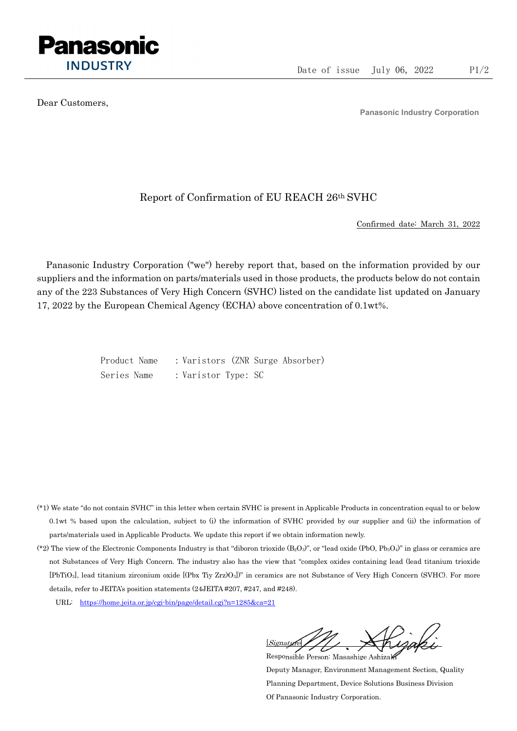**Panasonic**
**INDUSTRY**

Date of issue July 06, 2022

Dear Customers,

Panasonic Industry Corporation

# Report of Confirmation of EU REACH 26th SVHC

Confirmed date: March 31, 2022

Panasonic Industry Corporation ("we") hereby report that, based on the information provided by our suppliers and the information on parts/materials used in those products, the products below do not contain any of the 223 Substances of Very High Concern (SVHC) listed on the candidate list updated on January 17, 2022 by the European Chemical Agency (ECHA) above concentration of 0.1wt%.

Product Name : Varistors (ZNR Surge Absorber)
Series Name : Varistor Type: SC

(*1) We state "do not contain SVHC" in this letter when certain SVHC is present in Applicable Products in concentration equal to or below 0.1wt % based upon the calculation, subject to (i) the information of SVHC provided by our supplier and (ii) the information of parts/materials used in Applicable Products. We update this report if we obtain information newly.

(*2) The view of the Electronic Components Industry is that "diboron trioxide ($B_2O_3$)", or "lead oxide ($PbO$, $Pb_3O_4$)" in glass or ceramics are not Substances of Very High Concern. The industry also has the view that "complex oxides containing lead (lead titanium trioxide [$PbTiO_3$], lead titanium zirconium oxide [$(Pbx\ Tiy\ Zrz)O_3$])" in ceramics are not Substance of Very High Concern (SVHC). For more details, refer to JEITA's position statements (24JEITA #207, #247, and #248).

URL: https://home.jeita.or.jp/cgi-bin/page/detail.cgi?n=1285&ca=21

[Signature] M. Ashizaki
Responsible Person: Masashige Ashizaki
Deputy Manager, Environment Management Section, Quality Planning Department, Device Solutions Business Division
Of Panasonic Industry Corporation.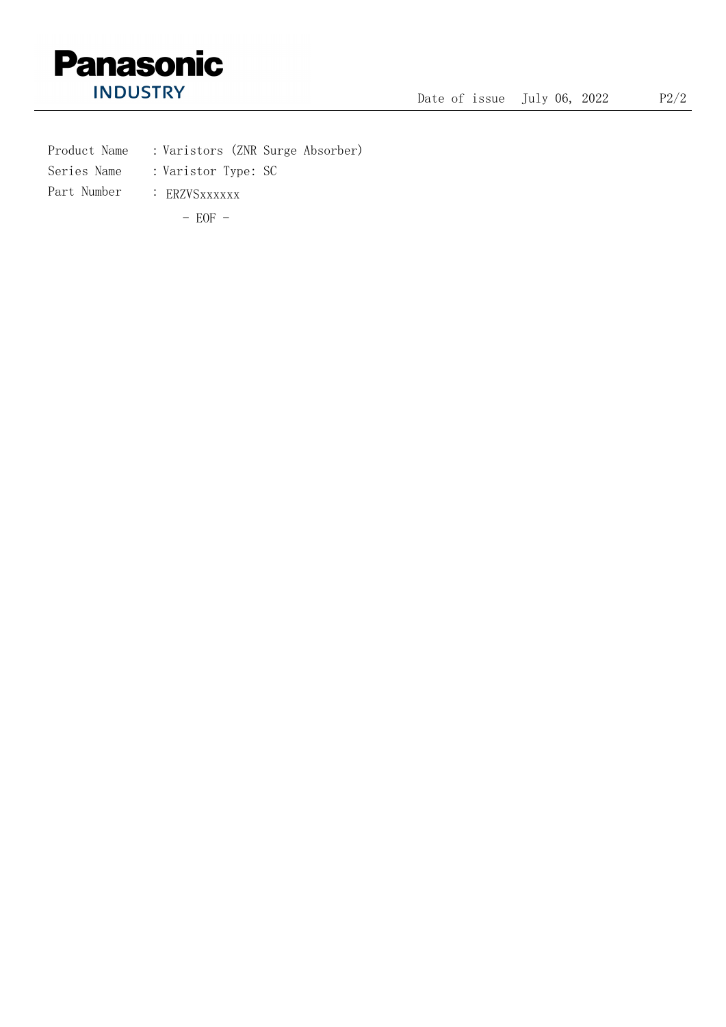Product Name : Varistors (ZNR Surge Absorber)

Series Name : Varistor Type: SC

Part Number : ERZVSxxxxxx

\- EOF -